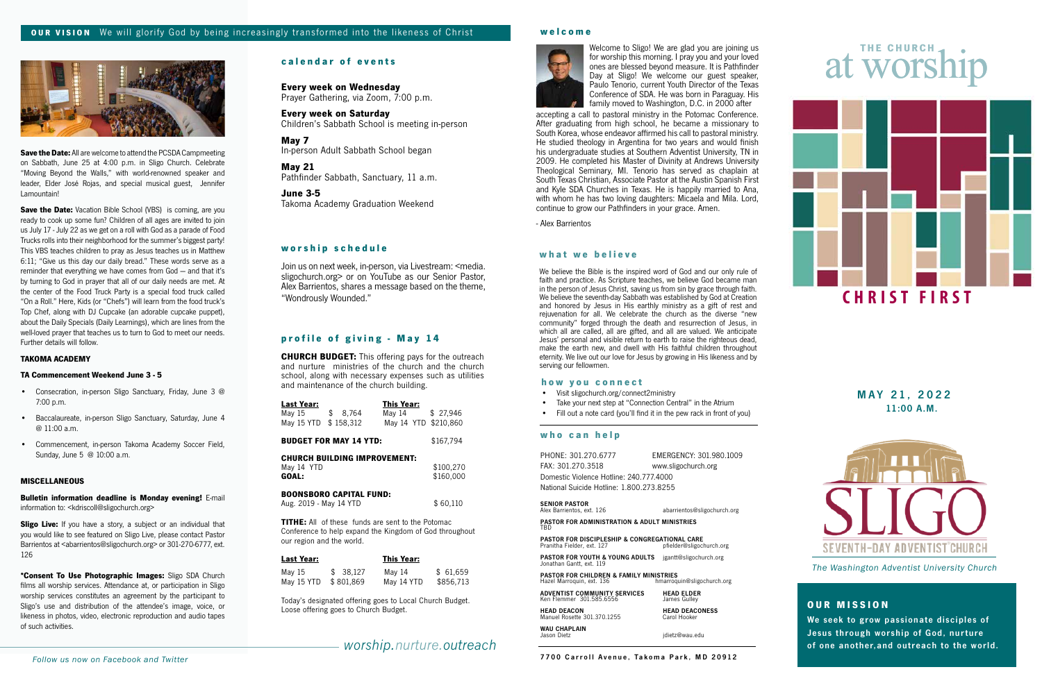**OUR VISION** We will glorify God by being increasingly transformed into the likeness of Christ

**Save the Date:** All are welcome to attend the PCSDA Campmeeting on Sabbath, June 25 at 4:00 p.m. in Sligo Church. Celebrate "Moving Beyond the Walls," with world-renowned speaker and leader, Elder José Rojas, and special musical guest, Jennifer Lamountain!

**Save the Date:** Vacation Bible School (VBS) is coming, are you ready to cook up some fun? Children of all ages are invited to join us July 17 - July 22 as we get on a roll with God as a parade of Food Trucks rolls into their neighborhood for the summer's biggest party! This VBS teaches children to pray as Jesus teaches us in Matthew 6:11; "Give us this day our daily bread." These words serve as a reminder that everything we have comes from God — and that it's by turning to God in prayer that all of our daily needs are met. At the center of the Food Truck Party is a special food truck called "On a Roll." Here, Kids (or "Chefs") will learn from the food truck's Top Chef, along with DJ Cupcake (an adorable cupcake puppet), about the Daily Specials (Daily Learnings), which are lines from the well-loved prayer that teaches us to turn to God to meet our needs. Further details will follow.

**TAKOMA ACADEMY**

**TA Commencement Weekend June 3 - 5**

- Consecration, in-person Sligo Sanctuary, Friday, June 3 @ 7:00 p.m.
- Baccalaureate, in-person Sligo Sanctuary, Saturday, June 4 @ 11:00 a.m.
- Commencement, in-person Takoma Academy Soccer Field, Sunday, June 5 @ 10:00 a.m.

**MISCELLANEOUS**

**Bulletin information deadline is Monday evening!** E-mail information to: <kdriscoll@sligochurch.org>

**Sligo Live:** If you have a story, a subject or an individual that you would like to see featured on Sligo Live, please contact Pastor Barrientos at <abarrientos@sligochurch.org> or 301-270-6777, ext. 126

**\*Consent To Use Photographic Images:** Sligo SDA Church films all worship services. Attendance at, or participation in Sligo worship services constitutes an agreement by the participant to Sligo's use and distribution of the attendee's image, voice, or likeness in photos, video, electronic reproduction and audio tapes of such activities.

*Follow us now on Facebook and Twitter*

## calendar of events

**Every week on Wednesday**
Prayer Gathering, via Zoom, 7:00 p.m.

**Every week on Saturday**
Children's Sabbath School is meeting in-person

**May 7**
In-person Adult Sabbath School began

**May 21**
Pathfinder Sabbath, Sanctuary, 11 a.m.

**June 3-5**
Takoma Academy Graduation Weekend

## worship schedule

Join us on next week, in-person, via Livestream: <media.sligochurch.org> or on YouTube as our Senior Pastor, Alex Barrientos, shares a message based on the theme, "Wondrously Wounded."

## profile of giving - May 14

**CHURCH BUDGET:** This offering pays for the outreach and nurture ministries of the church and the church school, along with necessary expenses such as utilities and maintenance of the church building.

| Last Year: | | This Year: | |
|---|---|---|---|
| May 15 | $ 8,764 | May 14 | $ 27,946 |
| May 15 YTD | $ 158,312 | May 14 YTD | $210,860 |

**BUDGET FOR MAY 14 YTD:** $167,794

**CHURCH BUILDING IMPROVEMENT:**
May 14 YTD $100,270
**GOAL:** $160,000

**BOONSBORO CAPITAL FUND:**
Aug. 2019 - May 14 YTD $ 60,110

**TITHE:** All of these funds are sent to the Potomac Conference to help expand the Kingdom of God throughout our region and the world.

| Last Year: | | This Year: | |
|---|---|---|---|
| May 15 | $ 38,127 | May 14 | $ 61,659 |
| May 15 YTD | $ 801,869 | May 14 YTD | $856,713 |

Today's designated offering goes to Local Church Budget. Loose offering goes to Church Budget.

*worship.nurture.outreach*

## welcome

Welcome to Sligo! We are glad you are joining us for worship this morning. I pray you and your loved ones are blessed beyond measure. It is Pathfinder Day at Sligo! We welcome our guest speaker, Paulo Tenorio, current Youth Director of the Texas Conference of SDA. He was born in Paraguay. His family moved to Washington, D.C. in 2000 after accepting a call to pastoral ministry in the Potomac Conference. After graduating from high school, he became a missionary to South Korea, whose endeavor affirmed his call to pastoral ministry. He studied theology in Argentina for two years and would finish his undergraduate studies at Southern Adventist University, TN in 2009. He completed his Master of Divinity at Andrews University Theological Seminary, MI. Tenorio has served as chaplain at South Texas Christian, Associate Pastor at the Austin Spanish First and Kyle SDA Churches in Texas. He is happily married to Ana, with whom he has two loving daughters: Micaela and Mila. Lord, continue to grow our Pathfinders in your grace. Amen.

- Alex Barrientos

## what we believe

We believe the Bible is the inspired word of God and our only rule of faith and practice. As Scripture teaches, we believe God became man in the person of Jesus Christ, saving us from sin by grace through faith. We believe the seventh-day Sabbath was established by God at Creation and honored by Jesus in His earthly ministry as a gift of rest and rejuvenation for all. We celebrate the church as the diverse "new community" forged through the death and resurrection of Jesus, in which all are called, all are gifted, and all are valued. We anticipate Jesus' personal and visible return to earth to raise the righteous dead, make the earth new, and dwell with His faithful children throughout eternity. We live out our love for Jesus by growing in His likeness and by serving our fellowmen.

## how you connect

- Visit sligochurch.org/connect2ministry
- Take your next step at "Connection Central" in the Atrium
- Fill out a note card (you'll find it in the pew rack in front of you)

## who can help

PHONE: 301.270.6777 EMERGENCY: 301.980.1009
FAX: 301.270.3518 www.sligochurch.org
Domestic Violence Hotline: 240.777.4000
National Suicide Hotline: 1.800.273.8255

**SENIOR PASTOR**
Alex Barrientos, ext. 126 abarrientos@sligochurch.org

**PASTOR FOR ADMINISTRATION & ADULT MINISTRIES**
TBD

**PASTOR FOR DISCIPLESHIP & CONGREGATIONAL CARE**
Pranitha Fielder, ext. 127 pfielder@sligochurch.org

**PASTOR FOR YOUTH & YOUNG ADULTS**
Jonathan Gantt, ext. 119 jgantt@sligochurch.org

**PASTOR FOR CHILDREN & FAMILY MINISTRIES**
Hazel Marroquin, ext. 136 hmarroquin@sligochurch.org

**ADVENTIST COMMUNITY SERVICES**
Ken Flemmer 301.585.6556

**HEAD ELDER**
James Gulley

**HEAD DEACON**
Manuel Rosette 301.370.1255

**HEAD DEACONESS**
Carol Hooker

**WAU CHAPLAIN**
Jason Dietz jdietz@wau.edu

7700 Carroll Avenue, Takoma Park, MD 20912

# THE CHURCH at worship

## CHRIST FIRST

**MAY 21, 2022**
**11:00 A.M.**

SLIGO SEVENTH-DAY ADVENTIST CHURCH

*The Washington Adventist University Church*

**OUR MISSION**

**We seek to grow passionate disciples of Jesus through worship of God, nurture of one another, and outreach to the world.**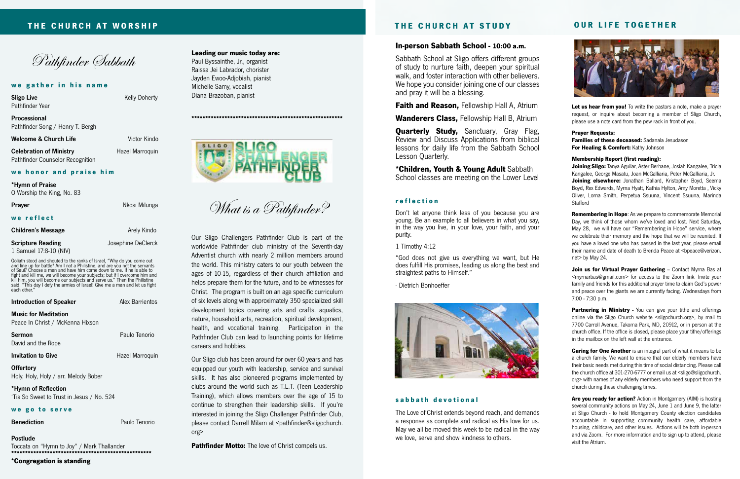## THE CHURCH AT WORSHIP

*Pathfinder Sabbath*

### we gather in his name

**Sligo Live** — Kelly Doherty
Pathfinder Year

**Processional**
Pathfinder Song / Henry T. Bergh

**Welcome & Church Life** — Victor Kindo

**Celebration of Ministry** — Hazel Marroquin
Pathfinder Counselor Recognition

### we honor and praise him

**\*Hymn of Praise**
O Worship the King, No. 83

**Prayer** — Nkosi Milunga

### we reflect

**Children's Message** — Arely Kindo

**Scripture Reading** — Josephine DeClerck
1 Samuel 17:8-10 (NIV)

Goliath stood and shouted to the ranks of Israel, "Why do you come out and line up for battle? Am I not a Philistine, and are you not the servants of Saul? Choose a man and have him come down to me. If he is able to fight and kill me, we will become your subjects; but if I overcome him and kill him, you will become our subjects and serve us." Then the Philistine said, "This day I defy the armies of Israel! Give me a man and let us fight each other."

**Introduction of Speaker** — Alex Barrientos

**Music for Meditation**
Peace In Christ / McKenna Hixson

**Sermon** — Paulo Tenorio
David and the Rope

**Invitation to Give** — Hazel Marroquin

**Offertory**
Holy, Holy, Holy / arr. Melody Bober

**\*Hymn of Reflection**
'Tis So Sweet to Trust in Jesus / No. 524

### we go to serve

**Benediction** — Paulo Tenorio

**Postlude**
Toccata on "Hymn to Joy" / Mark Thallander

**\*Congregation is standing**

**Leading our music today are:**
Paul Byssainthe, Jr., organist
Raissa Jei Labrador, chorister
Jayden Ewoo-Adjobiah, pianist
Michelle Samy, vocalist
Diana Brazoban, pianist

*What is a Pathfinder?*

Our Sligo Challengers Pathfinder Club is part of the worldwide Pathfinder club ministry of the Seventh-day Adventist church with nearly 2 million members around the world. This ministry caters to our youth between the ages of 10-15, regardless of their church affiliation and helps prepare them for the future, and to be witnesses for Christ. The program is built on an age specific curriculum of six levels along with approximately 350 specialized skill development topics covering arts and crafts, aquatics, nature, household arts, recreation, spiritual development, health, and vocational training. Participation in the Pathfinder Club can lead to launching points for lifetime careers and hobbies.

Our Sligo club has been around for over 60 years and has equipped our youth with leadership, service and survival skills. It has also pioneered programs implemented by clubs around the world such as T.L.T. (Teen Leadership Training), which allows members over the age of 15 to continue to strengthen their leadership skills. If you're interested in joining the Sligo Challenger Pathfinder Club, please contact Darrell Milam at <pathfinder@sligochurch.org>

**Pathfinder Motto:** The love of Christ compels us.

## THE CHURCH AT STUDY

### In-person Sabbath School - 10:00 a.m.

Sabbath School at Sligo offers different groups of study to nurture faith, deepen your spiritual walk, and foster interaction with other believers. We hope you consider joining one of our classes and pray it will be a blessing.

**Faith and Reason,** Fellowship Hall A, Atrium

**Wanderers Class,** Fellowship Hall B, Atrium

**Quarterly Study,** Sanctuary, Gray Flag, Review and Discuss Applications from biblical lessons for daily life from the Sabbath School Lesson Quarterly.

**\*Children, Youth & Young Adult** Sabbath School classes are meeting on the Lower Level

### reflection

Don't let anyone think less of you because you are young. Be an example to all believers in what you say, in the way you live, in your love, your faith, and your purity.

1 Timothy 4:12

"God does not give us everything we want, but He does fulfill His promises, leading us along the best and straightest paths to Himself."

- Dietrich Bonhoeffer

### sabbath devotional

The Love of Christ extends beyond reach, and demands a response as complete and radical as His love for us. May we all be moved this week to be radical in the way we love, serve and show kindness to others.

## OUR LIFE TOGETHER

**Let us hear from you!** To write the pastors a note, make a prayer request, or inquire about becoming a member of Sligo Church, please use a note card from the pew rack in front of you.

**Prayer Requests:**
**Families of these deceased:** Sadanala Jesudason
**For Healing & Comfort:** Kathy Johnson

**Membership Report (first reading):**
**Joining Sligo:** Tanya Aguilar, Aster Berhane, Josiah Kangalee, Tricia Kangalee, George Masatu, Joan McGalliaria, Peter McGalliaria, Jr.
**Joining elsewhere:** Jonathan Ballard, Kristopher Boyd, Seema Boyd, Rex Edwards, Myrna Hyatt, Kathia Hylton, Amy Moretta , Vicky Oliver, Lorna Smith, Perpetua Ssuuna, Vincent Ssuuna, Marinda Stafford

**Remembering in Hope**: As we prepare to commemorate Memorial Day, we think of those whom we've loved and lost. Next Saturday, May 28, we will have our "Remembering in Hope" service, where we celebrate their memory and the hope that we will be reunited. If you have a loved one who has passed in the last year, please email their name and date of death to Brenda Peace at <bpeace@verizon.net> by May 24.

**Join us for Virtual Prayer Gathering** – Contact Myrna Bas at <myrnarbas@gmail.com> for access to the Zoom link. Invite your family and friends for this additional prayer time to claim God's power and peace over the giants we are currently facing. Wednesdays from 7:00 - 7:30 p.m.

**Partnering in Ministry -** You can give your tithe and offerings online via the Sligo Church website <sligochurch.org>, by mail to 7700 Carroll Avenue, Takoma Park, MD, 20912, or in person at the church office. If the office is closed, please place your tithe/offerings in the mailbox on the left wall at the entrance.

**Caring for One Another** is an integral part of what it means to be a church family. We want to ensure that our elderly members have their basic needs met during this time of social distancing. Please call the church office at 301-270-6777 or email us at <sligo@sligochurch.org> with names of any elderly members who need support from the church during these challenging times.

**Are you ready for action?** Action in Montgomery (AIM) is hosting several community actions on May 24, June 1 and June 9, the latter at Sligo Church - to hold Montgomery County election candidates accountable in supporting community health care, affordable housing, childcare, and other issues. Actions will be both in-person and via Zoom. For more information and to sign up to attend, please visit the Atrium.